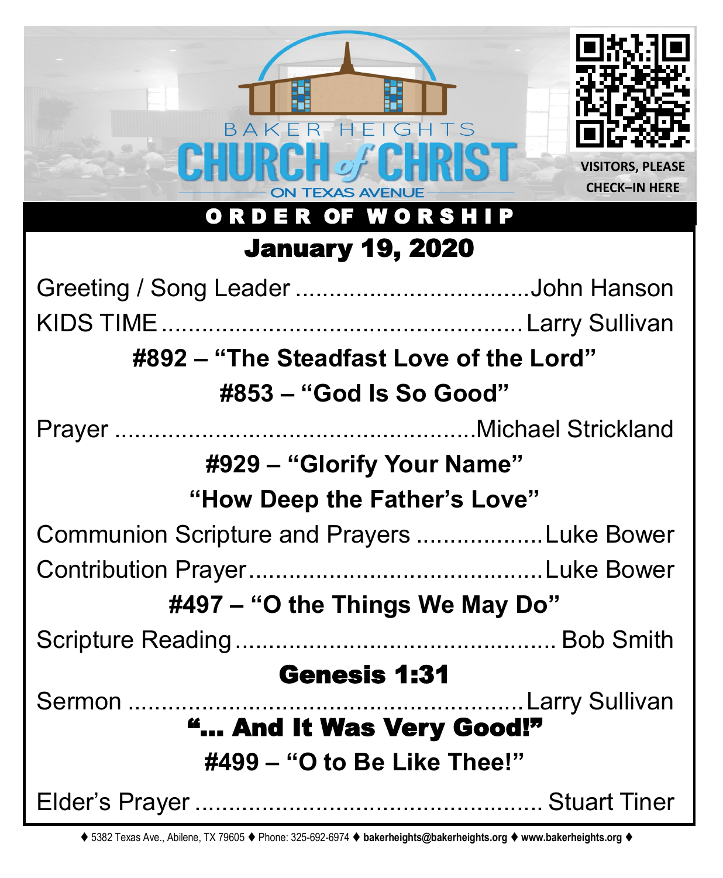BAKER HEIGHTS

# CHURCH of CHRIST

ON TEXAS AVENUE

VISITORS, PLEASE CHECK–IN HERE

## ORDER OF WORSHIP

## January 19, 2020

Greeting / Song Leader ..................................John Hanson

KIDS TIME.....................................................Larry Sullivan

**#892 – "The Steadfast Love of the Lord"**

**#853 – "God Is So Good"**

Prayer .....................................................Michael Strickland

**#929 – "Glorify Your Name"**

**"How Deep the Father's Love"**

Communion Scripture and Prayers ...................Luke Bower

Contribution Prayer............................................Luke Bower

**#497 – "O the Things We May Do"**

Scripture Reading ............................................... Bob Smith

**Genesis 1:31**

Sermon .........................................................Larry Sullivan

**"... And It Was Very Good!"**

**#499 – "O to Be Like Thee!"**

Elder's Prayer .................................................. Stuart Tiner

♦ 5382 Texas Ave., Abilene, TX 79605 ♦ Phone: 325-692-6974 ♦ **bakerheights@bakerheights.org** ♦ **www.bakerheights.org** ♦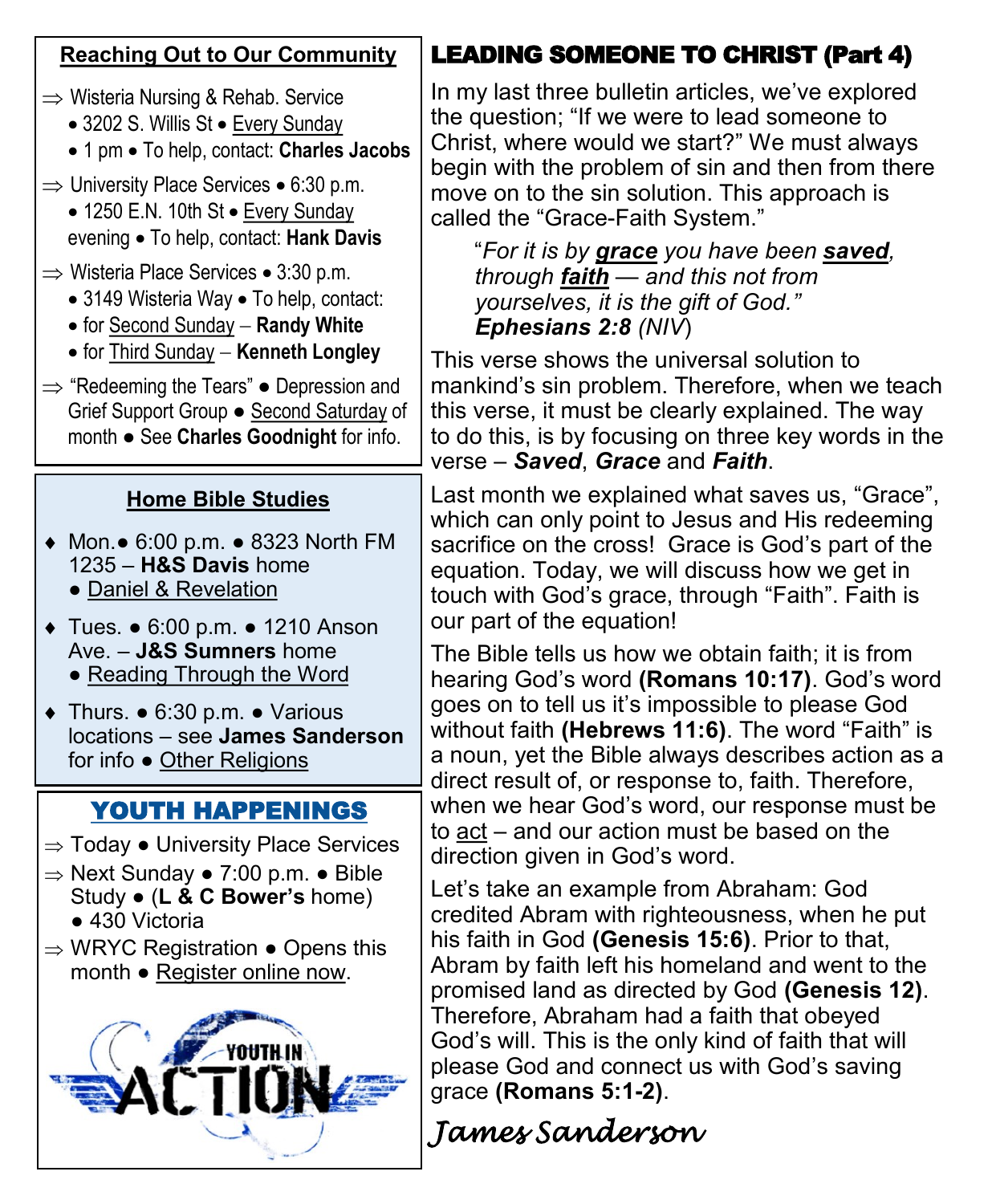## Reaching Out to Our Community

⇒ Wisteria Nursing & Rehab. Service
- 3202 S. Willis St • Every Sunday
- 1 pm • To help, contact: **Charles Jacobs**

⇒ University Place Services • 6:30 p.m.
- 1250 E.N. 10th St • Every Sunday evening • To help, contact: **Hank Davis**

⇒ Wisteria Place Services • 3:30 p.m.
- 3149 Wisteria Way • To help, contact:
- for Second Sunday – **Randy White**
- for Third Sunday – **Kenneth Longley**

⇒ "Redeeming the Tears" ● Depression and Grief Support Group ● Second Saturday of month ● See **Charles Goodnight** for info.

## Home Bible Studies

- Mon.● 6:00 p.m. ● 8323 North FM 1235 – **H&S Davis** home ● Daniel & Revelation
- Tues. ● 6:00 p.m. ● 1210 Anson Ave. – **J&S Sumners** home ● Reading Through the Word
- Thurs. ● 6:30 p.m. ● Various locations – see **James Sanderson** for info ● Other Religions

## YOUTH HAPPENINGS

⇒ Today ● University Place Services

⇒ Next Sunday ● 7:00 p.m. ● Bible Study ● (**L & C Bower's** home) ● 430 Victoria

⇒ WRYC Registration ● Opens this month ● Register online now.

YOUTH IN ACTION

## LEADING SOMEONE TO CHRIST (Part 4)

In my last three bulletin articles, we've explored the question; "If we were to lead someone to Christ, where would we start?" We must always begin with the problem of sin and then from there move on to the sin solution. This approach is called the "Grace-Faith System."

> "*For it is by **grace** you have been **saved**, through **faith** — and this not from yourselves, it is the gift of God.*" ***Ephesians 2:8*** *(NIV)*

This verse shows the universal solution to mankind's sin problem. Therefore, when we teach this verse, it must be clearly explained. The way to do this, is by focusing on three key words in the verse – ***Saved***, ***Grace*** and ***Faith***.

Last month we explained what saves us, "Grace", which can only point to Jesus and His redeeming sacrifice on the cross! Grace is God's part of the equation. Today, we will discuss how we get in touch with God's grace, through "Faith". Faith is our part of the equation!

The Bible tells us how we obtain faith; it is from hearing God's word **(Romans 10:17)**. God's word goes on to tell us it's impossible to please God without faith **(Hebrews 11:6)**. The word "Faith" is a noun, yet the Bible always describes action as a direct result of, or response to, faith. Therefore, when we hear God's word, our response must be to act – and our action must be based on the direction given in God's word.

Let's take an example from Abraham: God credited Abram with righteousness, when he put his faith in God **(Genesis 15:6)**. Prior to that, Abram by faith left his homeland and went to the promised land as directed by God **(Genesis 12)**. Therefore, Abraham had a faith that obeyed God's will. This is the only kind of faith that will please God and connect us with God's saving grace **(Romans 5:1-2)**.

*James Sanderson*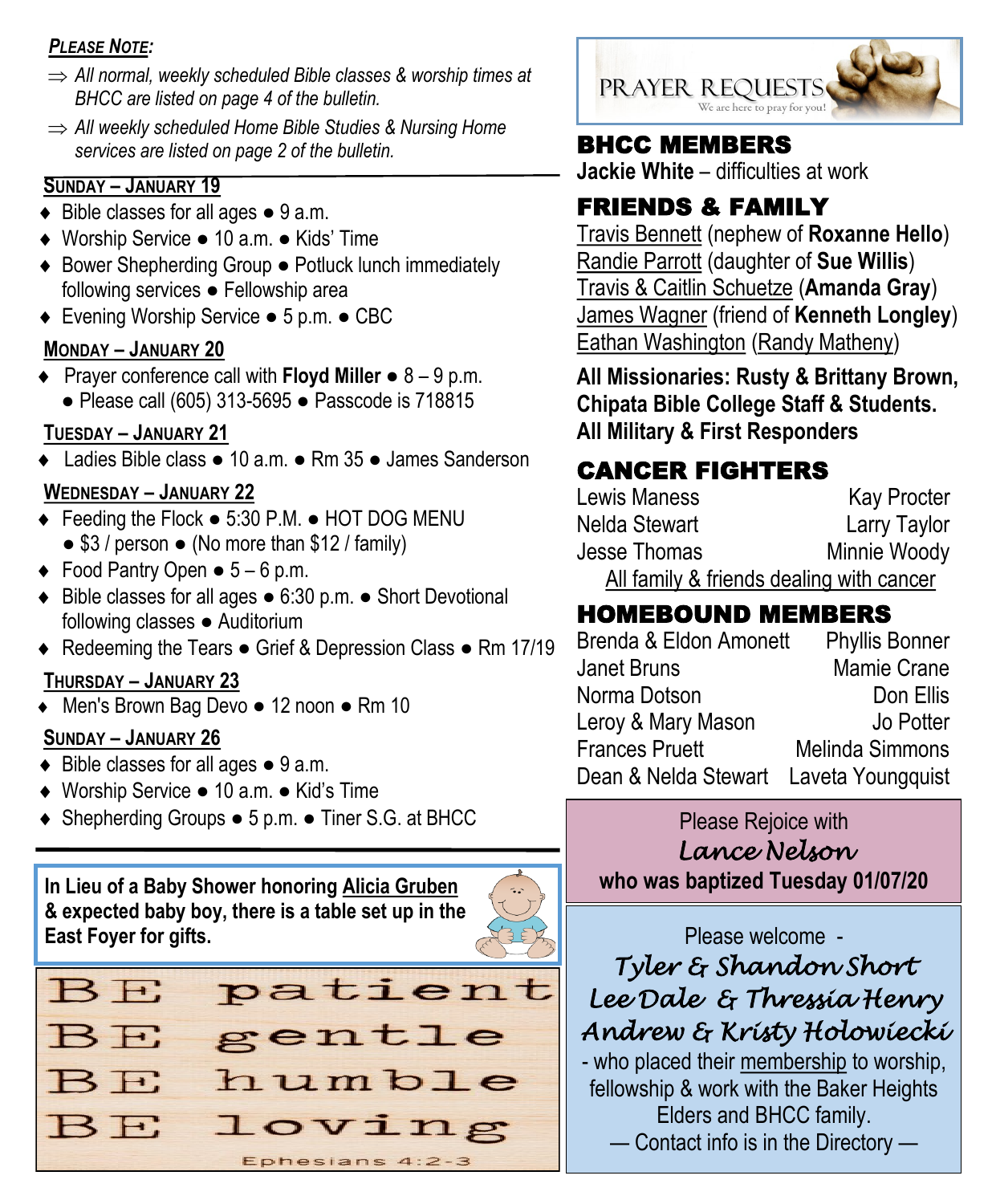***Please Note:***

- ⇒ *All normal, weekly scheduled Bible classes & worship times at BHCC are listed on page 4 of the bulletin.*
- ⇒ *All weekly scheduled Home Bible Studies & Nursing Home services are listed on page 2 of the bulletin.*

**Sunday – January 19**

- Bible classes for all ages ● 9 a.m.
- Worship Service ● 10 a.m. ● Kids' Time
- Bower Shepherding Group ● Potluck lunch immediately following services ● Fellowship area
- Evening Worship Service ● 5 p.m. ● CBC

**Monday – January 20**

- Prayer conference call with **Floyd Miller** ● 8 – 9 p.m. ● Please call (605) 313-5695 ● Passcode is 718815

**Tuesday – January 21**

- Ladies Bible class ● 10 a.m. ● Rm 35 ● James Sanderson

**Wednesday – January 22**

- Feeding the Flock ● 5:30 P.M. ● HOT DOG MENU ● $3 / person ● (No more than $12 / family)
- Food Pantry Open ● 5 – 6 p.m.
- Bible classes for all ages ● 6:30 p.m. ● Short Devotional following classes ● Auditorium
- Redeeming the Tears ● Grief & Depression Class ● Rm 17/19

**Thursday – January 23**

- Men's Brown Bag Devo ● 12 noon ● Rm 10

**Sunday – January 26**

- Bible classes for all ages ● 9 a.m.
- Worship Service ● 10 a.m. ● Kid's Time
- Shepherding Groups ● 5 p.m. ● Tiner S.G. at BHCC

**In Lieu of a Baby Shower honoring Alicia Gruben & expected baby boy, there is a table set up in the East Foyer for gifts.**

BE patient
BE gentle
BE humble
BE loving

Ephesians 4:2-3

# PRAYER REQUESTS

We are here to pray for you!

## BHCC MEMBERS

**Jackie White** – difficulties at work

## FRIENDS & FAMILY

Travis Bennett (nephew of **Roxanne Hello**)
Randie Parrott (daughter of **Sue Willis**)
Travis & Caitlin Schuetze (**Amanda Gray**)
James Wagner (friend of **Kenneth Longley**)
Eathan Washington (Randy Matheny)

**All Missionaries: Rusty & Brittany Brown, Chipata Bible College Staff & Students.**
**All Military & First Responders**

## CANCER FIGHTERS

Lewis Maness
Kay Procter
Nelda Stewart
Larry Taylor
Jesse Thomas
Minnie Woody

All family & friends dealing with cancer

## HOMEBOUND MEMBERS

Brenda & Eldon Amonett
Phyllis Bonner
Janet Bruns
Mamie Crane
Norma Dotson
Don Ellis
Leroy & Mary Mason
Jo Potter
Frances Pruett
Melinda Simmons
Dean & Nelda Stewart
Laveta Youngquist

Please Rejoice with
*Lance Nelson*
**who was baptized Tuesday 01/07/20**

Please welcome -
*Tyler & Shandon Short*
*Lee Dale & Thressia Henry*
*Andrew & Kristy Holowiecki*
- who placed their membership to worship, fellowship & work with the Baker Heights Elders and BHCC family.
— Contact info is in the Directory —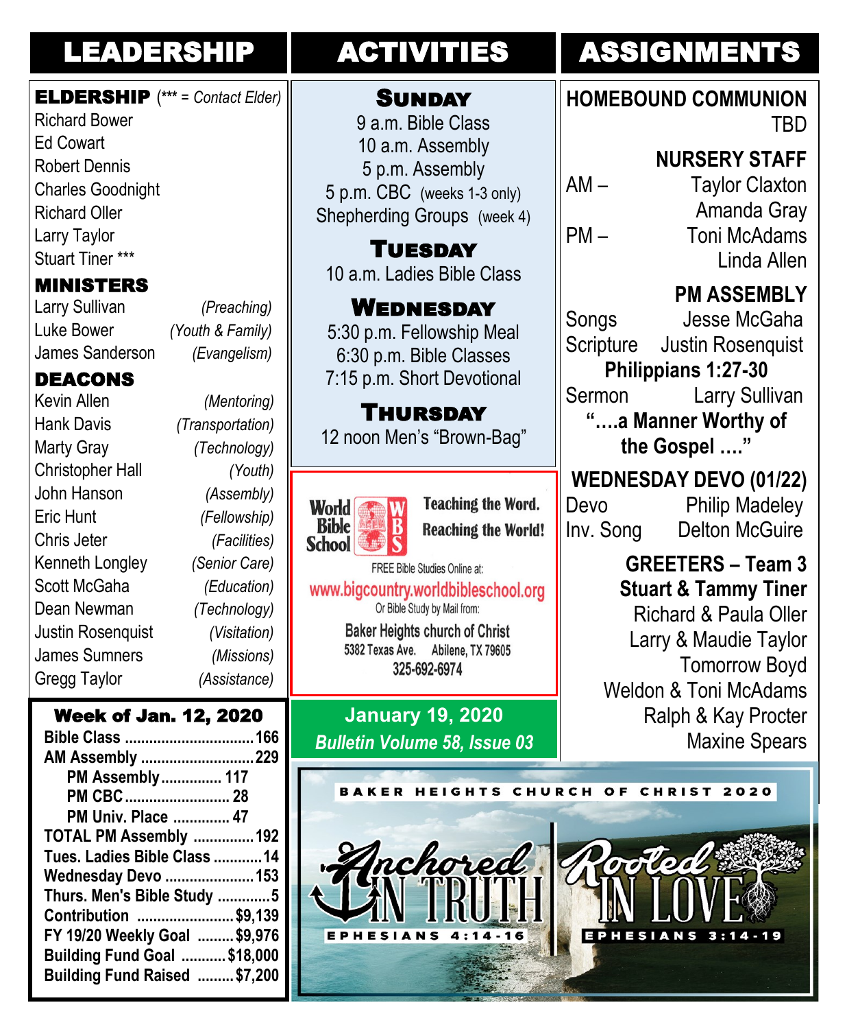# LEADERSHIP

## ELDERSHIP (*** = Contact Elder)

Richard Bower
Ed Cowart
Robert Dennis
Charles Goodnight
Richard Oller
Larry Taylor
Stuart Tiner ***

## MINISTERS

| | |
|---|---|
| Larry Sullivan | *(Preaching)* |
| Luke Bower | *(Youth & Family)* |
| James Sanderson | *(Evangelism)* |

## DEACONS

| | |
|---|---|
| Kevin Allen | *(Mentoring)* |
| Hank Davis | *(Transportation)* |
| Marty Gray | *(Technology)* |
| Christopher Hall | *(Youth)* |
| John Hanson | *(Assembly)* |
| Eric Hunt | *(Fellowship)* |
| Chris Jeter | *(Facilities)* |
| Kenneth Longley | *(Senior Care)* |
| Scott McGaha | *(Education)* |
| Dean Newman | *(Technology)* |
| Justin Rosenquist | *(Visitation)* |
| James Sumners | *(Missions)* |
| Gregg Taylor | *(Assistance)* |

## Week of Jan. 12, 2020

| | |
|---|---|
| Bible Class | 166 |
| AM Assembly | 229 |
| PM Assembly | 117 |
| PM CBC | 28 |
| PM Univ. Place | 47 |
| TOTAL PM Assembly | 192 |
| Tues. Ladies Bible Class | 14 |
| Wednesday Devo | 153 |
| Thurs. Men's Bible Study | 5 |
| Contribution | $9,139 |
| FY 19/20 Weekly Goal | $9,976 |
| Building Fund Goal | $18,000 |
| Building Fund Raised | $7,200 |

# ACTIVITIES

## Sunday

9 a.m. Bible Class
10 a.m. Assembly
5 p.m. Assembly
5 p.m. CBC (weeks 1-3 only)
Shepherding Groups (week 4)

## Tuesday

10 a.m. Ladies Bible Class

## Wednesday

5:30 p.m. Fellowship Meal
6:30 p.m. Bible Classes
7:15 p.m. Short Devotional

## Thursday

12 noon Men's "Brown-Bag"

**World Bible School** — WBS
**Teaching the Word. Reaching the World!**

FREE Bible Studies Online at:
www.bigcountry.worldbibleschool.org
Or Bible Study by Mail from:
Baker Heights church of Christ
5382 Texas Ave. Abilene, TX 79605
325-692-6974

**January 19, 2020**
***Bulletin Volume 58, Issue 03***

# ASSIGNMENTS

## HOMEBOUND COMMUNION

TBD

## NURSERY STAFF

AM – Taylor Claxton, Amanda Gray
PM – Toni McAdams, Linda Allen

## PM ASSEMBLY

| | |
|---|---|
| Songs | Jesse McGaha |
| Scripture | Justin Rosenquist |

**Philippians 1:27-30**

| | |
|---|---|
| Sermon | Larry Sullivan |

**"….a Manner Worthy of the Gospel …."**

## WEDNESDAY DEVO (01/22)

| | |
|---|---|
| Devo | Philip Madeley |
| Inv. Song | Delton McGuire |

## GREETERS – Team 3

**Stuart & Tammy Tiner**
Richard & Paula Oller
Larry & Maudie Taylor
Tomorrow Boyd
Weldon & Toni McAdams
Ralph & Kay Procter
Maxine Spears

BAKER HEIGHTS CHURCH OF CHRIST 2020

Anchored IN TRUTH — EPHESIANS 4:14-16
Rooted IN LOVE — EPHESIANS 3:14-19